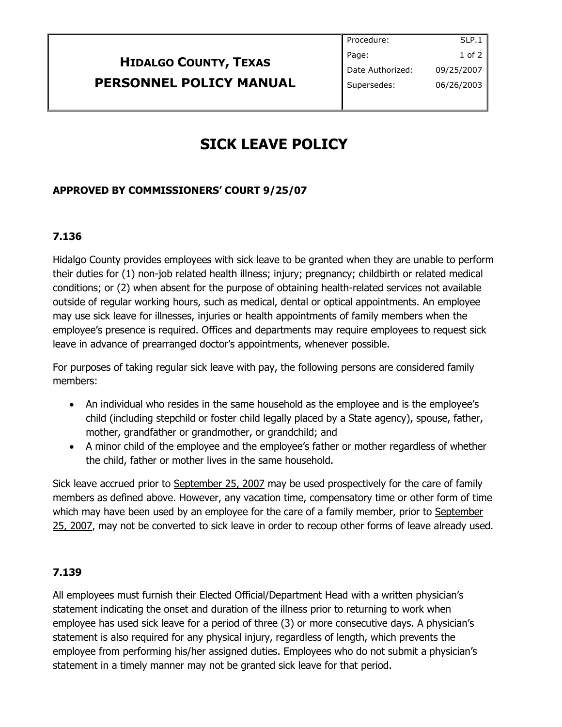| **HIDALGO COUNTY, TEXAS** **PERSONNEL POLICY MANUAL** | Procedure: | SLP.1 |
|---|---|---|
| | Date Authorized: | 09/25/2007 |
| | Supersedes: | 06/26/2003 |

# SICK LEAVE POLICY

**APPROVED BY COMMISSIONERS' COURT 9/25/07**

### 7.136

Hidalgo County provides employees with sick leave to be granted when they are unable to perform their duties for (1) non-job related health illness; injury; pregnancy; childbirth or related medical conditions; or (2) when absent for the purpose of obtaining health-related services not available outside of regular working hours, such as medical, dental or optical appointments. An employee may use sick leave for illnesses, injuries or health appointments of family members when the employee's presence is required. Offices and departments may require employees to request sick leave in advance of prearranged doctor's appointments, whenever possible.

For purposes of taking regular sick leave with pay, the following persons are considered family members:

- An individual who resides in the same household as the employee and is the employee's child (including stepchild or foster child legally placed by a State agency), spouse, father, mother, grandfather or grandmother, or grandchild; and
- A minor child of the employee and the employee's father or mother regardless of whether the child, father or mother lives in the same household.

Sick leave accrued prior to September 25, 2007 may be used prospectively for the care of family members as defined above. However, any vacation time, compensatory time or other form of time which may have been used by an employee for the care of a family member, prior to September 25, 2007, may not be converted to sick leave in order to recoup other forms of leave already used.

### 7.139

All employees must furnish their Elected Official/Department Head with a written physician's statement indicating the onset and duration of the illness prior to returning to work when employee has used sick leave for a period of three (3) or more consecutive days. A physician's statement is also required for any physical injury, regardless of length, which prevents the employee from performing his/her assigned duties. Employees who do not submit a physician's statement in a timely manner may not be granted sick leave for that period.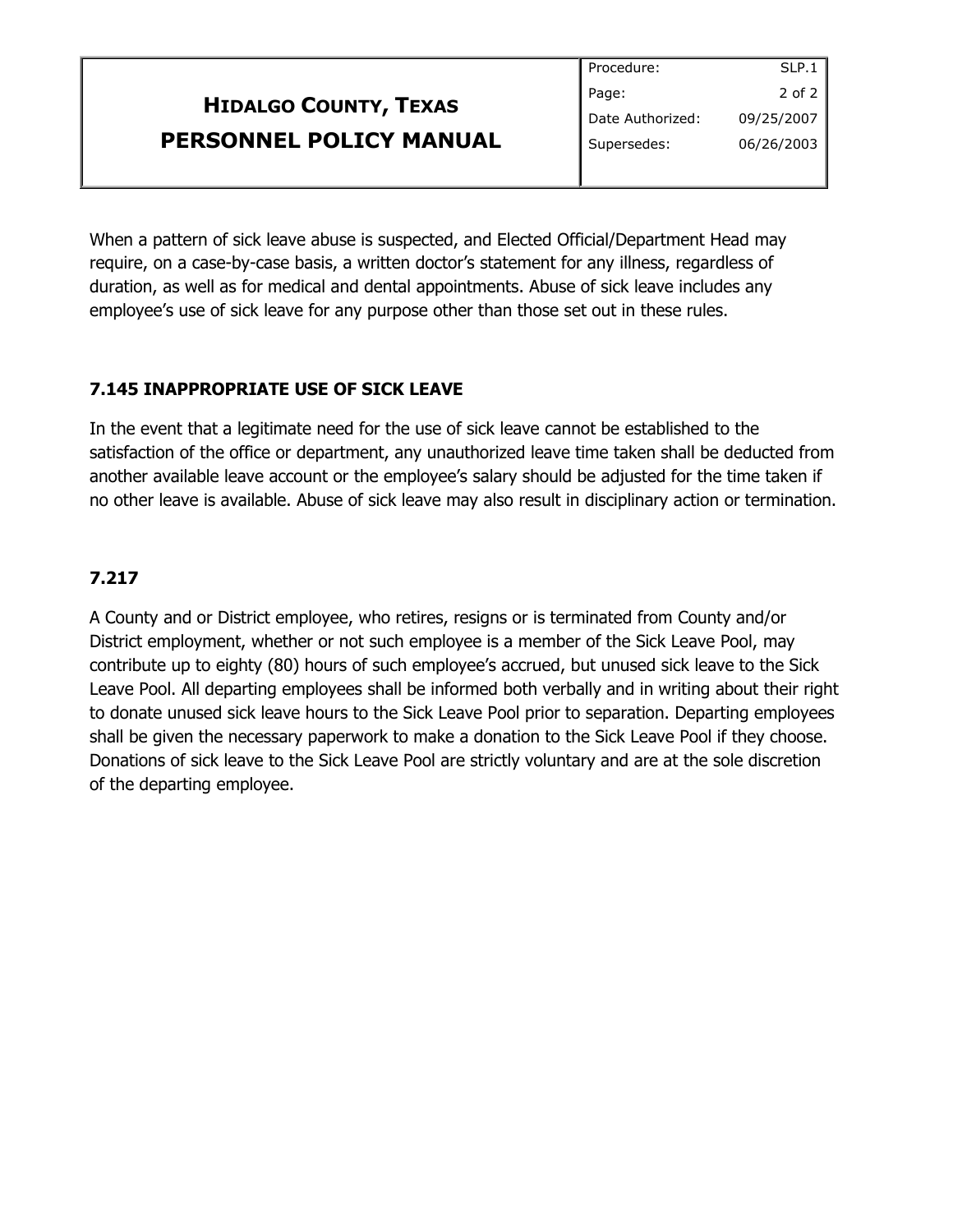When a pattern of sick leave abuse is suspected, and Elected Official/Department Head may require, on a case-by-case basis, a written doctor's statement for any illness, regardless of duration, as well as for medical and dental appointments. Abuse of sick leave includes any employee's use of sick leave for any purpose other than those set out in these rules.

### 7.145 INAPPROPRIATE USE OF SICK LEAVE

In the event that a legitimate need for the use of sick leave cannot be established to the satisfaction of the office or department, any unauthorized leave time taken shall be deducted from another available leave account or the employee's salary should be adjusted for the time taken if no other leave is available. Abuse of sick leave may also result in disciplinary action or termination.

### 7.217

A County and or District employee, who retires, resigns or is terminated from County and/or District employment, whether or not such employee is a member of the Sick Leave Pool, may contribute up to eighty (80) hours of such employee's accrued, but unused sick leave to the Sick Leave Pool. All departing employees shall be informed both verbally and in writing about their right to donate unused sick leave hours to the Sick Leave Pool prior to separation. Departing employees shall be given the necessary paperwork to make a donation to the Sick Leave Pool if they choose. Donations of sick leave to the Sick Leave Pool are strictly voluntary and are at the sole discretion of the departing employee.